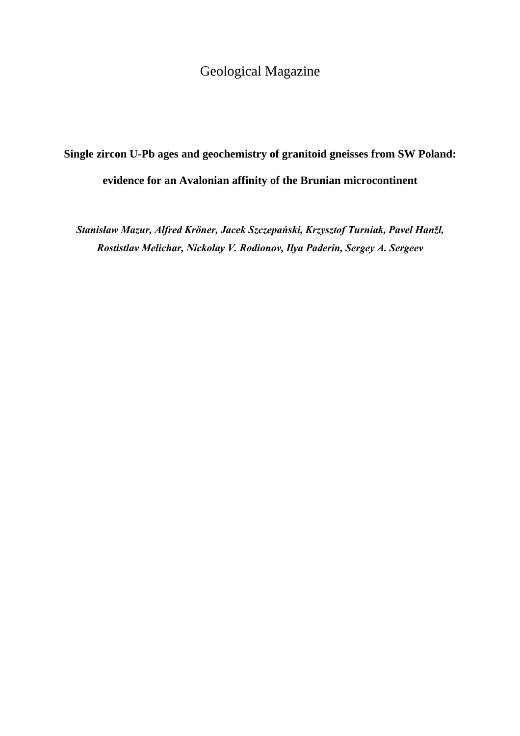Geological Magazine

# Single zircon U-Pb ages and geochemistry of granitoid gneisses from SW Poland: evidence for an Avalonian affinity of the Brunian microcontinent

***Stanisław Mazur, Alfred Kröner, Jacek Szczepański, Krzysztof Turniak, Pavel Hanžl, Rostistlav Melichar, Nickolay V. Rodionov, Ilya Paderin, Sergey A. Sergeev***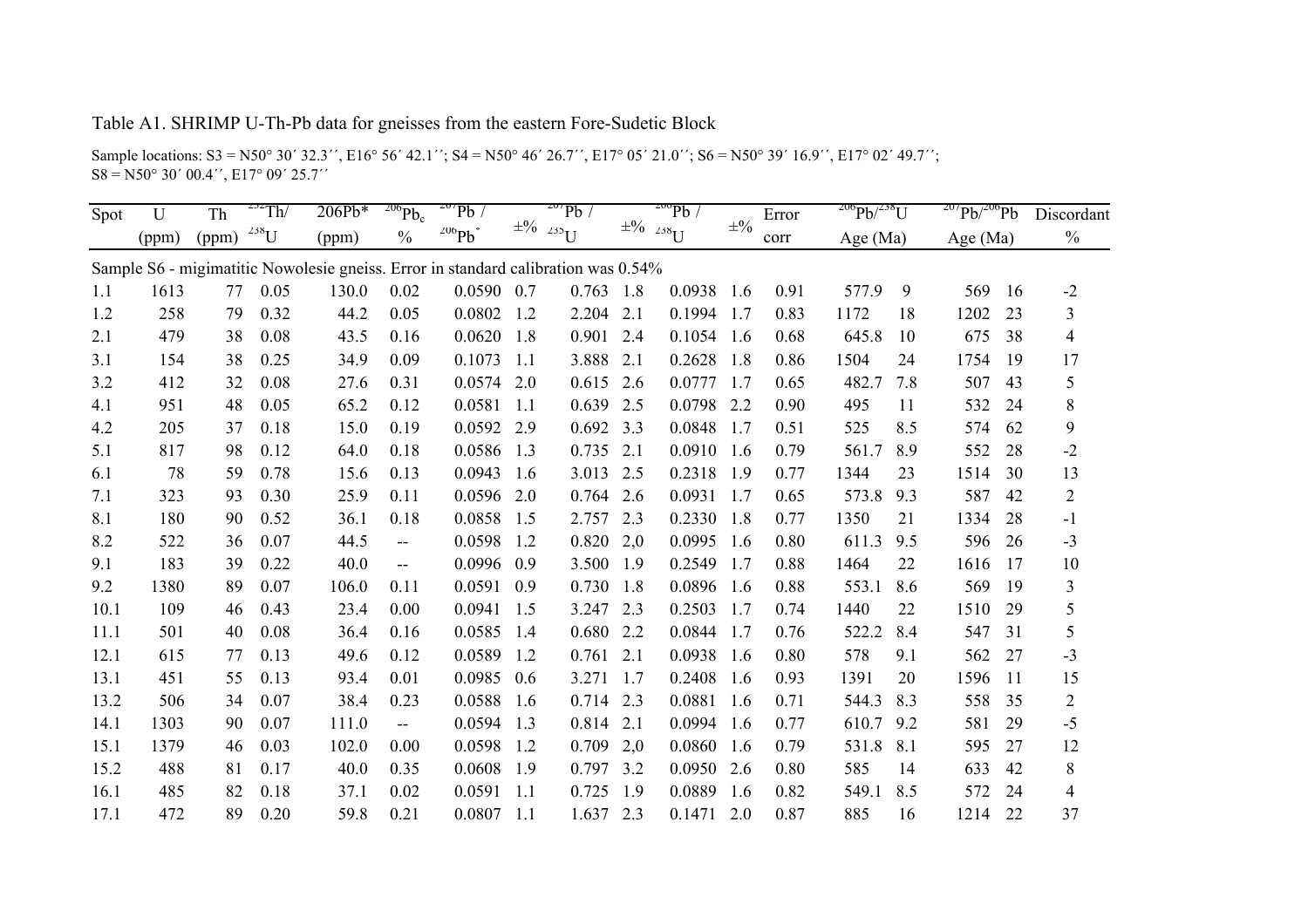Table A1. SHRIMP U-Th-Pb data for gneisses from the eastern Fore-Sudetic Block

Sample locations: S3 = N50° 30´ 32.3´´, E16° 56´ 42.1´´; S4 = N50° 46´ 26.7´´, E17° 05´ 21.0´´; S6 = N50° 39´ 16.9´´, E17° 02´ 49.7´´; S8 = N50° 30´ 00.4´´, E17° 09´ 25.7´´

| Spot | U (ppm) | Th (ppm) | $^{232}Th/^{238}U$ | 206Pb* (ppm) | $^{206}Pb_c$ % | $^{207}Pb/^{206}Pb^*$ | ±% | $^{207}Pb/^{235}U$ | ±% | $^{206}Pb/^{238}U$ | ±% | Error corr | $^{206}Pb/^{238}U$ Age (Ma) | | $^{207}Pb/^{206}Pb$ Age (Ma) | | Discordant % |
|---|---|---|---|---|---|---|---|---|---|---|---|---|---|---|---|---|---|
| Sample S6 - migimatitic Nowolesie gneiss. Error in standard calibration was 0.54% | | | | | | | | | | | | | | | | | |
| 1.1 | 1613 | 77 | 0.05 | 130.0 | 0.02 | 0.0590 | 0.7 | 0.763 | 1.8 | 0.0938 | 1.6 | 0.91 | 577.9 | 9 | 569 | 16 | -2 |
| 1.2 | 258 | 79 | 0.32 | 44.2 | 0.05 | 0.0802 | 1.2 | 2.204 | 2.1 | 0.1994 | 1.7 | 0.83 | 1172 | 18 | 1202 | 23 | 3 |
| 2.1 | 479 | 38 | 0.08 | 43.5 | 0.16 | 0.0620 | 1.8 | 0.901 | 2.4 | 0.1054 | 1.6 | 0.68 | 645.8 | 10 | 675 | 38 | 4 |
| 3.1 | 154 | 38 | 0.25 | 34.9 | 0.09 | 0.1073 | 1.1 | 3.888 | 2.1 | 0.2628 | 1.8 | 0.86 | 1504 | 24 | 1754 | 19 | 17 |
| 3.2 | 412 | 32 | 0.08 | 27.6 | 0.31 | 0.0574 | 2.0 | 0.615 | 2.6 | 0.0777 | 1.7 | 0.65 | 482.7 | 7.8 | 507 | 43 | 5 |
| 4.1 | 951 | 48 | 0.05 | 65.2 | 0.12 | 0.0581 | 1.1 | 0.639 | 2.5 | 0.0798 | 2.2 | 0.90 | 495 | 11 | 532 | 24 | 8 |
| 4.2 | 205 | 37 | 0.18 | 15.0 | 0.19 | 0.0592 | 2.9 | 0.692 | 3.3 | 0.0848 | 1.7 | 0.51 | 525 | 8.5 | 574 | 62 | 9 |
| 5.1 | 817 | 98 | 0.12 | 64.0 | 0.18 | 0.0586 | 1.3 | 0.735 | 2.1 | 0.0910 | 1.6 | 0.79 | 561.7 | 8.9 | 552 | 28 | -2 |
| 6.1 | 78 | 59 | 0.78 | 15.6 | 0.13 | 0.0943 | 1.6 | 3.013 | 2.5 | 0.2318 | 1.9 | 0.77 | 1344 | 23 | 1514 | 30 | 13 |
| 7.1 | 323 | 93 | 0.30 | 25.9 | 0.11 | 0.0596 | 2.0 | 0.764 | 2.6 | 0.0931 | 1.7 | 0.65 | 573.8 | 9.3 | 587 | 42 | 2 |
| 8.1 | 180 | 90 | 0.52 | 36.1 | 0.18 | 0.0858 | 1.5 | 2.757 | 2.3 | 0.2330 | 1.8 | 0.77 | 1350 | 21 | 1334 | 28 | -1 |
| 8.2 | 522 | 36 | 0.07 | 44.5 | -- | 0.0598 | 1.2 | 0.820 | 2,0 | 0.0995 | 1.6 | 0.80 | 611.3 | 9.5 | 596 | 26 | -3 |
| 9.1 | 183 | 39 | 0.22 | 40.0 | -- | 0.0996 | 0.9 | 3.500 | 1.9 | 0.2549 | 1.7 | 0.88 | 1464 | 22 | 1616 | 17 | 10 |
| 9.2 | 1380 | 89 | 0.07 | 106.0 | 0.11 | 0.0591 | 0.9 | 0.730 | 1.8 | 0.0896 | 1.6 | 0.88 | 553.1 | 8.6 | 569 | 19 | 3 |
| 10.1 | 109 | 46 | 0.43 | 23.4 | 0.00 | 0.0941 | 1.5 | 3.247 | 2.3 | 0.2503 | 1.7 | 0.74 | 1440 | 22 | 1510 | 29 | 5 |
| 11.1 | 501 | 40 | 0.08 | 36.4 | 0.16 | 0.0585 | 1.4 | 0.680 | 2.2 | 0.0844 | 1.7 | 0.76 | 522.2 | 8.4 | 547 | 31 | 5 |
| 12.1 | 615 | 77 | 0.13 | 49.6 | 0.12 | 0.0589 | 1.2 | 0.761 | 2.1 | 0.0938 | 1.6 | 0.80 | 578 | 9.1 | 562 | 27 | -3 |
| 13.1 | 451 | 55 | 0.13 | 93.4 | 0.01 | 0.0985 | 0.6 | 3.271 | 1.7 | 0.2408 | 1.6 | 0.93 | 1391 | 20 | 1596 | 11 | 15 |
| 13.2 | 506 | 34 | 0.07 | 38.4 | 0.23 | 0.0588 | 1.6 | 0.714 | 2.3 | 0.0881 | 1.6 | 0.71 | 544.3 | 8.3 | 558 | 35 | 2 |
| 14.1 | 1303 | 90 | 0.07 | 111.0 | -- | 0.0594 | 1.3 | 0.814 | 2.1 | 0.0994 | 1.6 | 0.77 | 610.7 | 9.2 | 581 | 29 | -5 |
| 15.1 | 1379 | 46 | 0.03 | 102.0 | 0.00 | 0.0598 | 1.2 | 0.709 | 2,0 | 0.0860 | 1.6 | 0.79 | 531.8 | 8.1 | 595 | 27 | 12 |
| 15.2 | 488 | 81 | 0.17 | 40.0 | 0.35 | 0.0608 | 1.9 | 0.797 | 3.2 | 0.0950 | 2.6 | 0.80 | 585 | 14 | 633 | 42 | 8 |
| 16.1 | 485 | 82 | 0.18 | 37.1 | 0.02 | 0.0591 | 1.1 | 0.725 | 1.9 | 0.0889 | 1.6 | 0.82 | 549.1 | 8.5 | 572 | 24 | 4 |
| 17.1 | 472 | 89 | 0.20 | 59.8 | 0.21 | 0.0807 | 1.1 | 1.637 | 2.3 | 0.1471 | 2.0 | 0.87 | 885 | 16 | 1214 | 22 | 37 |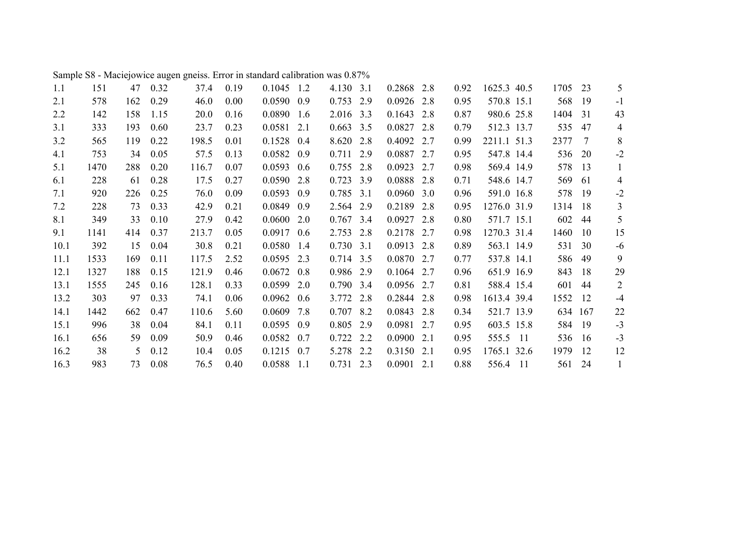Sample S8 - Maciejowice augen gneiss. Error in standard calibration was 0.87%

| | | | | | | | | | | | | | | | | | |
|---|---|---|---|---|---|---|---|---|---|---|---|---|---|---|---|---|---|
| 1.1 | 151 | 47 | 0.32 | 37.4 | 0.19 | 0.1045 | 1.2 | 4.130 | 3.1 | 0.2868 | 2.8 | 0.92 | 1625.3 | 40.5 | 1705 | 23 | 5 |
| 2.1 | 578 | 162 | 0.29 | 46.0 | 0.00 | 0.0590 | 0.9 | 0.753 | 2.9 | 0.0926 | 2.8 | 0.95 | 570.8 | 15.1 | 568 | 19 | -1 |
| 2.2 | 142 | 158 | 1.15 | 20.0 | 0.16 | 0.0890 | 1.6 | 2.016 | 3.3 | 0.1643 | 2.8 | 0.87 | 980.6 | 25.8 | 1404 | 31 | 43 |
| 3.1 | 333 | 193 | 0.60 | 23.7 | 0.23 | 0.0581 | 2.1 | 0.663 | 3.5 | 0.0827 | 2.8 | 0.79 | 512.3 | 13.7 | 535 | 47 | 4 |
| 3.2 | 565 | 119 | 0.22 | 198.5 | 0.01 | 0.1528 | 0.4 | 8.620 | 2.8 | 0.4092 | 2.7 | 0.99 | 2211.1 | 51.3 | 2377 | 7 | 8 |
| 4.1 | 753 | 34 | 0.05 | 57.5 | 0.13 | 0.0582 | 0.9 | 0.711 | 2.9 | 0.0887 | 2.7 | 0.95 | 547.8 | 14.4 | 536 | 20 | -2 |
| 5.1 | 1470 | 288 | 0.20 | 116.7 | 0.07 | 0.0593 | 0.6 | 0.755 | 2.8 | 0.0923 | 2.7 | 0.98 | 569.4 | 14.9 | 578 | 13 | 1 |
| 6.1 | 228 | 61 | 0.28 | 17.5 | 0.27 | 0.0590 | 2.8 | 0.723 | 3.9 | 0.0888 | 2.8 | 0.71 | 548.6 | 14.7 | 569 | 61 | 4 |
| 7.1 | 920 | 226 | 0.25 | 76.0 | 0.09 | 0.0593 | 0.9 | 0.785 | 3.1 | 0.0960 | 3.0 | 0.96 | 591.0 | 16.8 | 578 | 19 | -2 |
| 7.2 | 228 | 73 | 0.33 | 42.9 | 0.21 | 0.0849 | 0.9 | 2.564 | 2.9 | 0.2189 | 2.8 | 0.95 | 1276.0 | 31.9 | 1314 | 18 | 3 |
| 8.1 | 349 | 33 | 0.10 | 27.9 | 0.42 | 0.0600 | 2.0 | 0.767 | 3.4 | 0.0927 | 2.8 | 0.80 | 571.7 | 15.1 | 602 | 44 | 5 |
| 9.1 | 1141 | 414 | 0.37 | 213.7 | 0.05 | 0.0917 | 0.6 | 2.753 | 2.8 | 0.2178 | 2.7 | 0.98 | 1270.3 | 31.4 | 1460 | 10 | 15 |
| 10.1 | 392 | 15 | 0.04 | 30.8 | 0.21 | 0.0580 | 1.4 | 0.730 | 3.1 | 0.0913 | 2.8 | 0.89 | 563.1 | 14.9 | 531 | 30 | -6 |
| 11.1 | 1533 | 169 | 0.11 | 117.5 | 2.52 | 0.0595 | 2.3 | 0.714 | 3.5 | 0.0870 | 2.7 | 0.77 | 537.8 | 14.1 | 586 | 49 | 9 |
| 12.1 | 1327 | 188 | 0.15 | 121.9 | 0.46 | 0.0672 | 0.8 | 0.986 | 2.9 | 0.1064 | 2.7 | 0.96 | 651.9 | 16.9 | 843 | 18 | 29 |
| 13.1 | 1555 | 245 | 0.16 | 128.1 | 0.33 | 0.0599 | 2.0 | 0.790 | 3.4 | 0.0956 | 2.7 | 0.81 | 588.4 | 15.4 | 601 | 44 | 2 |
| 13.2 | 303 | 97 | 0.33 | 74.1 | 0.06 | 0.0962 | 0.6 | 3.772 | 2.8 | 0.2844 | 2.8 | 0.98 | 1613.4 | 39.4 | 1552 | 12 | -4 |
| 14.1 | 1442 | 662 | 0.47 | 110.6 | 5.60 | 0.0609 | 7.8 | 0.707 | 8.2 | 0.0843 | 2.8 | 0.34 | 521.7 | 13.9 | 634 | 167 | 22 |
| 15.1 | 996 | 38 | 0.04 | 84.1 | 0.11 | 0.0595 | 0.9 | 0.805 | 2.9 | 0.0981 | 2.7 | 0.95 | 603.5 | 15.8 | 584 | 19 | -3 |
| 16.1 | 656 | 59 | 0.09 | 50.9 | 0.46 | 0.0582 | 0.7 | 0.722 | 2.2 | 0.0900 | 2.1 | 0.95 | 555.5 | 11 | 536 | 16 | -3 |
| 16.2 | 38 | 5 | 0.12 | 10.4 | 0.05 | 0.1215 | 0.7 | 5.278 | 2.2 | 0.3150 | 2.1 | 0.95 | 1765.1 | 32.6 | 1979 | 12 | 12 |
| 16.3 | 983 | 73 | 0.08 | 76.5 | 0.40 | 0.0588 | 1.1 | 0.731 | 2.3 | 0.0901 | 2.1 | 0.88 | 556.4 | 11 | 561 | 24 | 1 |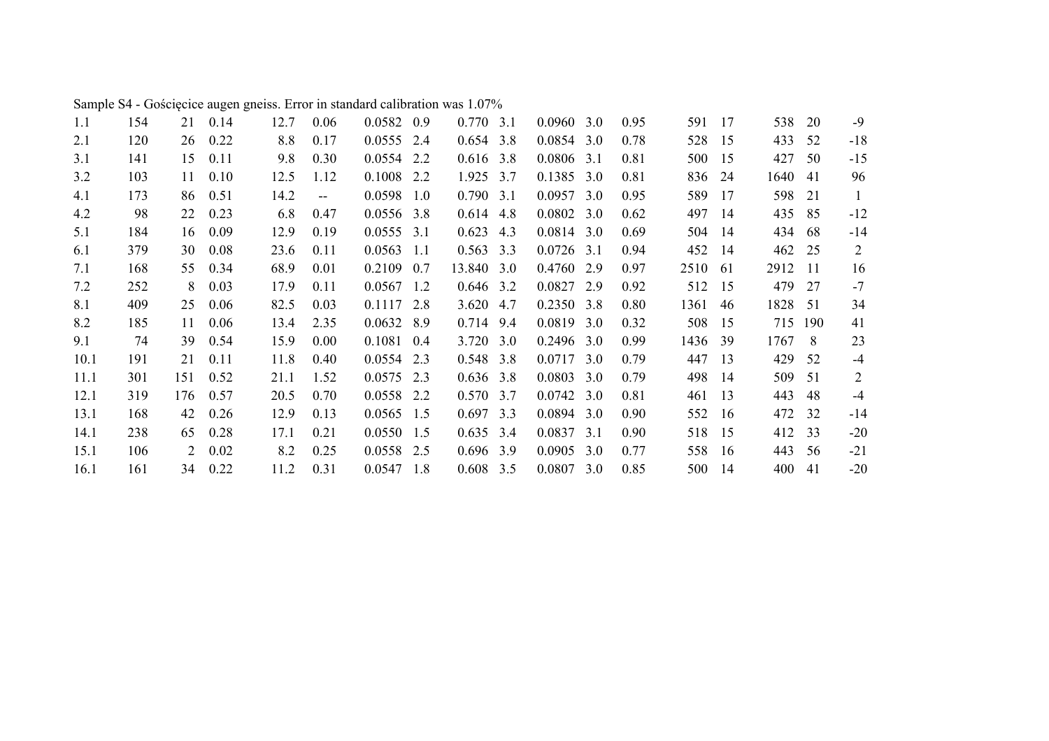Sample S4 - Gościęcice augen gneiss. Error in standard calibration was 1.07%

| | | | | | | | | | | | | | | | | | |
|---|---|---|---|---|---|---|---|---|---|---|---|---|---|---|---|---|---|
| 1.1 | 154 | 21 | 0.14 | 12.7 | 0.06 | 0.0582 | 0.9 | 0.770 | 3.1 | 0.0960 | 3.0 | 0.95 | 591 | 17 | 538 | 20 | -9 |
| 2.1 | 120 | 26 | 0.22 | 8.8 | 0.17 | 0.0555 | 2.4 | 0.654 | 3.8 | 0.0854 | 3.0 | 0.78 | 528 | 15 | 433 | 52 | -18 |
| 3.1 | 141 | 15 | 0.11 | 9.8 | 0.30 | 0.0554 | 2.2 | 0.616 | 3.8 | 0.0806 | 3.1 | 0.81 | 500 | 15 | 427 | 50 | -15 |
| 3.2 | 103 | 11 | 0.10 | 12.5 | 1.12 | 0.1008 | 2.2 | 1.925 | 3.7 | 0.1385 | 3.0 | 0.81 | 836 | 24 | 1640 | 41 | 96 |
| 4.1 | 173 | 86 | 0.51 | 14.2 | -- | 0.0598 | 1.0 | 0.790 | 3.1 | 0.0957 | 3.0 | 0.95 | 589 | 17 | 598 | 21 | 1 |
| 4.2 | 98 | 22 | 0.23 | 6.8 | 0.47 | 0.0556 | 3.8 | 0.614 | 4.8 | 0.0802 | 3.0 | 0.62 | 497 | 14 | 435 | 85 | -12 |
| 5.1 | 184 | 16 | 0.09 | 12.9 | 0.19 | 0.0555 | 3.1 | 0.623 | 4.3 | 0.0814 | 3.0 | 0.69 | 504 | 14 | 434 | 68 | -14 |
| 6.1 | 379 | 30 | 0.08 | 23.6 | 0.11 | 0.0563 | 1.1 | 0.563 | 3.3 | 0.0726 | 3.1 | 0.94 | 452 | 14 | 462 | 25 | 2 |
| 7.1 | 168 | 55 | 0.34 | 68.9 | 0.01 | 0.2109 | 0.7 | 13.840 | 3.0 | 0.4760 | 2.9 | 0.97 | 2510 | 61 | 2912 | 11 | 16 |
| 7.2 | 252 | 8 | 0.03 | 17.9 | 0.11 | 0.0567 | 1.2 | 0.646 | 3.2 | 0.0827 | 2.9 | 0.92 | 512 | 15 | 479 | 27 | -7 |
| 8.1 | 409 | 25 | 0.06 | 82.5 | 0.03 | 0.1117 | 2.8 | 3.620 | 4.7 | 0.2350 | 3.8 | 0.80 | 1361 | 46 | 1828 | 51 | 34 |
| 8.2 | 185 | 11 | 0.06 | 13.4 | 2.35 | 0.0632 | 8.9 | 0.714 | 9.4 | 0.0819 | 3.0 | 0.32 | 508 | 15 | 715 | 190 | 41 |
| 9.1 | 74 | 39 | 0.54 | 15.9 | 0.00 | 0.1081 | 0.4 | 3.720 | 3.0 | 0.2496 | 3.0 | 0.99 | 1436 | 39 | 1767 | 8 | 23 |
| 10.1 | 191 | 21 | 0.11 | 11.8 | 0.40 | 0.0554 | 2.3 | 0.548 | 3.8 | 0.0717 | 3.0 | 0.79 | 447 | 13 | 429 | 52 | -4 |
| 11.1 | 301 | 151 | 0.52 | 21.1 | 1.52 | 0.0575 | 2.3 | 0.636 | 3.8 | 0.0803 | 3.0 | 0.79 | 498 | 14 | 509 | 51 | 2 |
| 12.1 | 319 | 176 | 0.57 | 20.5 | 0.70 | 0.0558 | 2.2 | 0.570 | 3.7 | 0.0742 | 3.0 | 0.81 | 461 | 13 | 443 | 48 | -4 |
| 13.1 | 168 | 42 | 0.26 | 12.9 | 0.13 | 0.0565 | 1.5 | 0.697 | 3.3 | 0.0894 | 3.0 | 0.90 | 552 | 16 | 472 | 32 | -14 |
| 14.1 | 238 | 65 | 0.28 | 17.1 | 0.21 | 0.0550 | 1.5 | 0.635 | 3.4 | 0.0837 | 3.1 | 0.90 | 518 | 15 | 412 | 33 | -20 |
| 15.1 | 106 | 2 | 0.02 | 8.2 | 0.25 | 0.0558 | 2.5 | 0.696 | 3.9 | 0.0905 | 3.0 | 0.77 | 558 | 16 | 443 | 56 | -21 |
| 16.1 | 161 | 34 | 0.22 | 11.2 | 0.31 | 0.0547 | 1.8 | 0.608 | 3.5 | 0.0807 | 3.0 | 0.85 | 500 | 14 | 400 | 41 | -20 |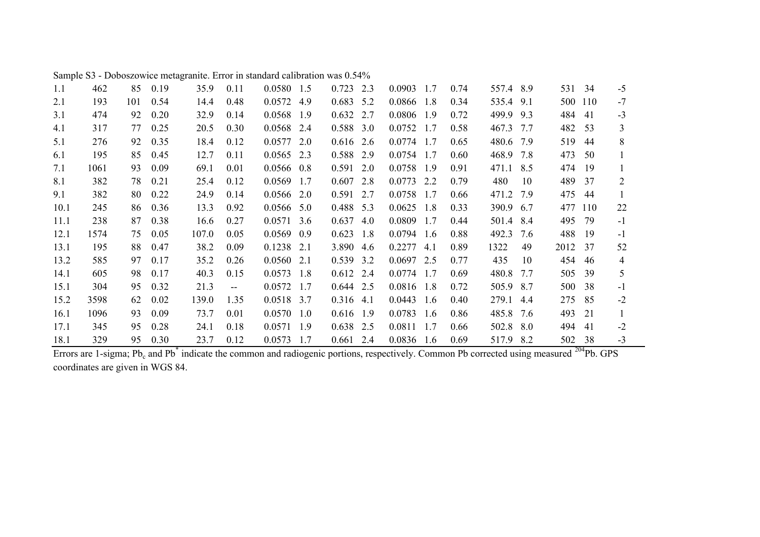Sample S3 - Doboszowice metagranite. Error in standard calibration was 0.54%

| | | | | | | | | | | | | | | | | | |
|---|---|---|---|---|---|---|---|---|---|---|---|---|---|---|---|---|---|
| 1.1 | 462 | 85 | 0.19 | 35.9 | 0.11 | 0.0580 | 1.5 | 0.723 | 2.3 | 0.0903 | 1.7 | 0.74 | 557.4 | 8.9 | 531 | 34 | -5 |
| 2.1 | 193 | 101 | 0.54 | 14.4 | 0.48 | 0.0572 | 4.9 | 0.683 | 5.2 | 0.0866 | 1.8 | 0.34 | 535.4 | 9.1 | 500 | 110 | -7 |
| 3.1 | 474 | 92 | 0.20 | 32.9 | 0.14 | 0.0568 | 1.9 | 0.632 | 2.7 | 0.0806 | 1.9 | 0.72 | 499.9 | 9.3 | 484 | 41 | -3 |
| 4.1 | 317 | 77 | 0.25 | 20.5 | 0.30 | 0.0568 | 2.4 | 0.588 | 3.0 | 0.0752 | 1.7 | 0.58 | 467.3 | 7.7 | 482 | 53 | 3 |
| 5.1 | 276 | 92 | 0.35 | 18.4 | 0.12 | 0.0577 | 2.0 | 0.616 | 2.6 | 0.0774 | 1.7 | 0.65 | 480.6 | 7.9 | 519 | 44 | 8 |
| 6.1 | 195 | 85 | 0.45 | 12.7 | 0.11 | 0.0565 | 2.3 | 0.588 | 2.9 | 0.0754 | 1.7 | 0.60 | 468.9 | 7.8 | 473 | 50 | 1 |
| 7.1 | 1061 | 93 | 0.09 | 69.1 | 0.01 | 0.0566 | 0.8 | 0.591 | 2.0 | 0.0758 | 1.9 | 0.91 | 471.1 | 8.5 | 474 | 19 | 1 |
| 8.1 | 382 | 78 | 0.21 | 25.4 | 0.12 | 0.0569 | 1.7 | 0.607 | 2.8 | 0.0773 | 2.2 | 0.79 | 480 | 10 | 489 | 37 | 2 |
| 9.1 | 382 | 80 | 0.22 | 24.9 | 0.14 | 0.0566 | 2.0 | 0.591 | 2.7 | 0.0758 | 1.7 | 0.66 | 471.2 | 7.9 | 475 | 44 | 1 |
| 10.1 | 245 | 86 | 0.36 | 13.3 | 0.92 | 0.0566 | 5.0 | 0.488 | 5.3 | 0.0625 | 1.8 | 0.33 | 390.9 | 6.7 | 477 | 110 | 22 |
| 11.1 | 238 | 87 | 0.38 | 16.6 | 0.27 | 0.0571 | 3.6 | 0.637 | 4.0 | 0.0809 | 1.7 | 0.44 | 501.4 | 8.4 | 495 | 79 | -1 |
| 12.1 | 1574 | 75 | 0.05 | 107.0 | 0.05 | 0.0569 | 0.9 | 0.623 | 1.8 | 0.0794 | 1.6 | 0.88 | 492.3 | 7.6 | 488 | 19 | -1 |
| 13.1 | 195 | 88 | 0.47 | 38.2 | 0.09 | 0.1238 | 2.1 | 3.890 | 4.6 | 0.2277 | 4.1 | 0.89 | 1322 | 49 | 2012 | 37 | 52 |
| 13.2 | 585 | 97 | 0.17 | 35.2 | 0.26 | 0.0560 | 2.1 | 0.539 | 3.2 | 0.0697 | 2.5 | 0.77 | 435 | 10 | 454 | 46 | 4 |
| 14.1 | 605 | 98 | 0.17 | 40.3 | 0.15 | 0.0573 | 1.8 | 0.612 | 2.4 | 0.0774 | 1.7 | 0.69 | 480.8 | 7.7 | 505 | 39 | 5 |
| 15.1 | 304 | 95 | 0.32 | 21.3 | -- | 0.0572 | 1.7 | 0.644 | 2.5 | 0.0816 | 1.8 | 0.72 | 505.9 | 8.7 | 500 | 38 | -1 |
| 15.2 | 3598 | 62 | 0.02 | 139.0 | 1.35 | 0.0518 | 3.7 | 0.316 | 4.1 | 0.0443 | 1.6 | 0.40 | 279.1 | 4.4 | 275 | 85 | -2 |
| 16.1 | 1096 | 93 | 0.09 | 73.7 | 0.01 | 0.0570 | 1.0 | 0.616 | 1.9 | 0.0783 | 1.6 | 0.86 | 485.8 | 7.6 | 493 | 21 | 1 |
| 17.1 | 345 | 95 | 0.28 | 24.1 | 0.18 | 0.0571 | 1.9 | 0.638 | 2.5 | 0.0811 | 1.7 | 0.66 | 502.8 | 8.0 | 494 | 41 | -2 |
| 18.1 | 329 | 95 | 0.30 | 23.7 | 0.12 | 0.0573 | 1.7 | 0.661 | 2.4 | 0.0836 | 1.6 | 0.69 | 517.9 | 8.2 | 502 | 38 | -3 |

Errors are 1-sigma; $Pb_c$ and $Pb^*$ indicate the common and radiogenic portions, respectively. Common Pb corrected using measured $^{204}Pb$. GPS coordinates are given in WGS 84.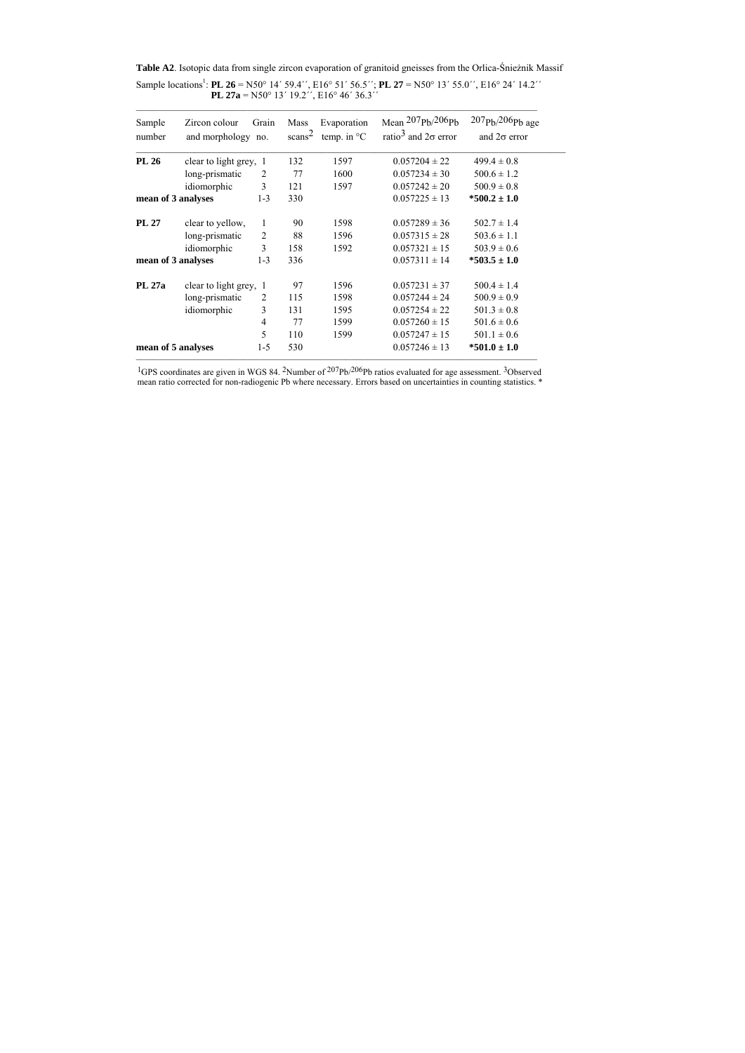**Table A2**. Isotopic data from single zircon evaporation of granitoid gneisses from the Orlica-Śnieżnik Massif

Sample locations[1]: **PL 26** = N50° 14´ 59.4´´, E16° 51´ 56.5´´; **PL 27** = N50° 13´ 55.0´´, E16° 24´ 14.2´´ **PL 27a** = N50° 13´ 19.2´´, E16° 46´ 36.3´´

| Sample number | Zircon colour and morphology | Grain no. | Mass scans[2] | Evaporation temp. in °C | Mean $^{207}Pb/^{206}Pb$ ratio[3] and 2σ error | $^{207}Pb/^{206}Pb$ age and 2σ error |
|---|---|---|---|---|---|---|
| **PL 26** | clear to light grey, | 1 | 132 | 1597 | 0.057204 ± 22 | 499.4 ± 0.8 |
| | long-prismatic | 2 | 77 | 1600 | 0.057234 ± 30 | 500.6 ± 1.2 |
| | idiomorphic | 3 | 121 | 1597 | 0.057242 ± 20 | 500.9 ± 0.8 |
| **mean of 3 analyses** | | 1-3 | 330 | | 0.057225 ± 13 | ***500.2 ± 1.0** |
| **PL 27** | clear to yellow, | 1 | 90 | 1598 | 0.057289 ± 36 | 502.7 ± 1.4 |
| | long-prismatic | 2 | 88 | 1596 | 0.057315 ± 28 | 503.6 ± 1.1 |
| | idiomorphic | 3 | 158 | 1592 | 0.057321 ± 15 | 503.9 ± 0.6 |
| **mean of 3 analyses** | | 1-3 | 336 | | 0.057311 ± 14 | ***503.5 ± 1.0** |
| **PL 27a** | clear to light grey, | 1 | 97 | 1596 | 0.057231 ± 37 | 500.4 ± 1.4 |
| | long-prismatic | 2 | 115 | 1598 | 0.057244 ± 24 | 500.9 ± 0.9 |
| | idiomorphic | 3 | 131 | 1595 | 0.057254 ± 22 | 501.3 ± 0.8 |
| | | 4 | 77 | 1599 | 0.057260 ± 15 | 501.6 ± 0.6 |
| | | 5 | 110 | 1599 | 0.057247 ± 15 | 501.1 ± 0.6 |
| **mean of 5 analyses** | | 1-5 | 530 | | 0.057246 ± 13 | ***501.0 ± 1.0** |

[1]GPS coordinates are given in WGS 84. [2]Number of $^{207}Pb/^{206}Pb$ ratios evaluated for age assessment. [3]Observed mean ratio corrected for non-radiogenic Pb where necessary. Errors based on uncertainties in counting statistics. *